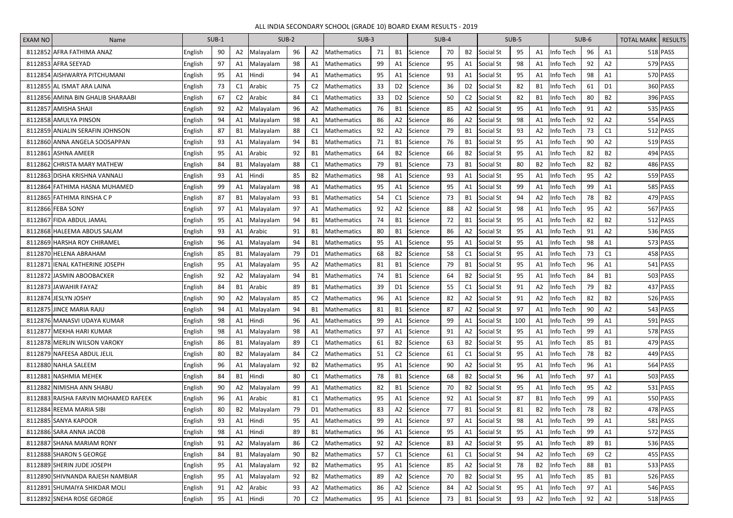ALL INDIA SECONDARY SCHOOL (GRADE 10) BOARD EXAM RESULTS - 2019

| EXAM NO | Name | SUB-1 | | | SUB-2 | | | SUB-3 | | | SUB-4 | | | SUB-5 | | | SUB-6 | | | TOTAL MARK | RESULTS |
|---|---|---|---|---|---|---|---|---|---|---|---|---|---|---|---|---|---|---|---|---|---|
| 8112852 | AFRA FATHIMA ANAZ | English | 90 | A2 | Malayalam | 96 | A2 | Mathematics | 71 | B1 | Science | 70 | B2 | Social St | 95 | A1 | Info Tech | 96 | A1 | 518 | PASS |
| 8112853 | AFRA SEEYAD | English | 97 | A1 | Malayalam | 98 | A1 | Mathematics | 99 | A1 | Science | 95 | A1 | Social St | 98 | A1 | Info Tech | 92 | A2 | 579 | PASS |
| 8112854 | AISHWARYA PITCHUMANI | English | 95 | A1 | Hindi | 94 | A1 | Mathematics | 95 | A1 | Science | 93 | A1 | Social St | 95 | A1 | Info Tech | 98 | A1 | 570 | PASS |
| 8112855 | AL ISMAT ARA LAINA | English | 73 | C1 | Arabic | 75 | C2 | Mathematics | 33 | D2 | Science | 36 | D2 | Social St | 82 | B1 | Info Tech | 61 | D1 | 360 | PASS |
| 8112856 | AMINA BIN GHALIB SHARAABI | English | 67 | C2 | Arabic | 84 | C1 | Mathematics | 33 | D2 | Science | 50 | C2 | Social St | 82 | B1 | Info Tech | 80 | B2 | 396 | PASS |
| 8112857 | AMISHA SHAJI | English | 92 | A2 | Malayalam | 96 | A2 | Mathematics | 76 | B1 | Science | 85 | A2 | Social St | 95 | A1 | Info Tech | 91 | A2 | 535 | PASS |
| 8112858 | AMULYA PINSON | English | 94 | A1 | Malayalam | 98 | A1 | Mathematics | 86 | A2 | Science | 86 | A2 | Social St | 98 | A1 | Info Tech | 92 | A2 | 554 | PASS |
| 8112859 | ANJALIN SERAFIN JOHNSON | English | 87 | B1 | Malayalam | 88 | C1 | Mathematics | 92 | A2 | Science | 79 | B1 | Social St | 93 | A2 | Info Tech | 73 | C1 | 512 | PASS |
| 8112860 | ANNA ANGELA SOOSAPPAN | English | 93 | A1 | Malayalam | 94 | B1 | Mathematics | 71 | B1 | Science | 76 | B1 | Social St | 95 | A1 | Info Tech | 90 | A2 | 519 | PASS |
| 8112861 | ASHNA AMEER | English | 95 | A1 | Arabic | 92 | B1 | Mathematics | 64 | B2 | Science | 66 | B2 | Social St | 95 | A1 | Info Tech | 82 | B2 | 494 | PASS |
| 8112862 | CHRISTA MARY MATHEW | English | 84 | B1 | Malayalam | 88 | C1 | Mathematics | 79 | B1 | Science | 73 | B1 | Social St | 80 | B2 | Info Tech | 82 | B2 | 486 | PASS |
| 8112863 | DISHA KRISHNA VANNALI | English | 93 | A1 | Hindi | 85 | B2 | Mathematics | 98 | A1 | Science | 93 | A1 | Social St | 95 | A1 | Info Tech | 95 | A2 | 559 | PASS |
| 8112864 | FATHIMA HASNA MUHAMED | English | 99 | A1 | Malayalam | 98 | A1 | Mathematics | 95 | A1 | Science | 95 | A1 | Social St | 99 | A1 | Info Tech | 99 | A1 | 585 | PASS |
| 8112865 | FATHIMA RINSHA C P | English | 87 | B1 | Malayalam | 93 | B1 | Mathematics | 54 | C1 | Science | 73 | B1 | Social St | 94 | A2 | Info Tech | 78 | B2 | 479 | PASS |
| 8112866 | FEBA SONY | English | 97 | A1 | Malayalam | 97 | A1 | Mathematics | 92 | A2 | Science | 88 | A2 | Social St | 98 | A1 | Info Tech | 95 | A2 | 567 | PASS |
| 8112867 | FIDA ABDUL JAMAL | English | 95 | A1 | Malayalam | 94 | B1 | Mathematics | 74 | B1 | Science | 72 | B1 | Social St | 95 | A1 | Info Tech | 82 | B2 | 512 | PASS |
| 8112868 | HALEEMA ABDUS SALAM | English | 93 | A1 | Arabic | 91 | B1 | Mathematics | 80 | B1 | Science | 86 | A2 | Social St | 95 | A1 | Info Tech | 91 | A2 | 536 | PASS |
| 8112869 | HARSHA ROY CHIRAMEL | English | 96 | A1 | Malayalam | 94 | B1 | Mathematics | 95 | A1 | Science | 95 | A1 | Social St | 95 | A1 | Info Tech | 98 | A1 | 573 | PASS |
| 8112870 | HELENA ABRAHAM | English | 85 | B1 | Malayalam | 79 | D1 | Mathematics | 68 | B2 | Science | 58 | C1 | Social St | 95 | A1 | Info Tech | 73 | C1 | 458 | PASS |
| 8112871 | IENAL KATHERINE JOSEPH | English | 95 | A1 | Malayalam | 95 | A2 | Mathematics | 81 | B1 | Science | 79 | B1 | Social St | 95 | A1 | Info Tech | 96 | A1 | 541 | PASS |
| 8112872 | JASMIN ABOOBACKER | English | 92 | A2 | Malayalam | 94 | B1 | Mathematics | 74 | B1 | Science | 64 | B2 | Social St | 95 | A1 | Info Tech | 84 | B1 | 503 | PASS |
| 8112873 | JAWAHIR FAYAZ | English | 84 | B1 | Arabic | 89 | B1 | Mathematics | 39 | D1 | Science | 55 | C1 | Social St | 91 | A2 | Info Tech | 79 | B2 | 437 | PASS |
| 8112874 | JESLYN JOSHY | English | 90 | A2 | Malayalam | 85 | C2 | Mathematics | 96 | A1 | Science | 82 | A2 | Social St | 91 | A2 | Info Tech | 82 | B2 | 526 | PASS |
| 8112875 | JINCE MARIA RAJU | English | 94 | A1 | Malayalam | 94 | B1 | Mathematics | 81 | B1 | Science | 87 | A2 | Social St | 97 | A1 | Info Tech | 90 | A2 | 543 | PASS |
| 8112876 | MANASVI UDAYA KUMAR | English | 98 | A1 | Hindi | 96 | A1 | Mathematics | 99 | A1 | Science | 99 | A1 | Social St | 100 | A1 | Info Tech | 99 | A1 | 591 | PASS |
| 8112877 | MEKHA HARI KUMAR | English | 98 | A1 | Malayalam | 98 | A1 | Mathematics | 97 | A1 | Science | 91 | A2 | Social St | 95 | A1 | Info Tech | 99 | A1 | 578 | PASS |
| 8112878 | MERLIN WILSON VAROKY | English | 86 | B1 | Malayalam | 89 | C1 | Mathematics | 61 | B2 | Science | 63 | B2 | Social St | 95 | A1 | Info Tech | 85 | B1 | 479 | PASS |
| 8112879 | NAFEESA ABDUL JELIL | English | 80 | B2 | Malayalam | 84 | C2 | Mathematics | 51 | C2 | Science | 61 | C1 | Social St | 95 | A1 | Info Tech | 78 | B2 | 449 | PASS |
| 8112880 | NAHLA SALEEM | English | 96 | A1 | Malayalam | 92 | B2 | Mathematics | 95 | A1 | Science | 90 | A2 | Social St | 95 | A1 | Info Tech | 96 | A1 | 564 | PASS |
| 8112881 | NASHMIA MEHEK | English | 84 | B1 | Hindi | 80 | C1 | Mathematics | 78 | B1 | Science | 68 | B2 | Social St | 96 | A1 | Info Tech | 97 | A1 | 503 | PASS |
| 8112882 | NIMISHA ANN SHABU | English | 90 | A2 | Malayalam | 99 | A1 | Mathematics | 82 | B1 | Science | 70 | B2 | Social St | 95 | A1 | Info Tech | 95 | A2 | 531 | PASS |
| 8112883 | RAISHA FARVIN MOHAMED RAFEEK | English | 96 | A1 | Arabic | 81 | C1 | Mathematics | 95 | A1 | Science | 92 | A1 | Social St | 87 | B1 | Info Tech | 99 | A1 | 550 | PASS |
| 8112884 | REEMA MARIA SIBI | English | 80 | B2 | Malayalam | 79 | D1 | Mathematics | 83 | A2 | Science | 77 | B1 | Social St | 81 | B2 | Info Tech | 78 | B2 | 478 | PASS |
| 8112885 | SANYA KAPOOR | English | 93 | A1 | Hindi | 95 | A1 | Mathematics | 99 | A1 | Science | 97 | A1 | Social St | 98 | A1 | Info Tech | 99 | A1 | 581 | PASS |
| 8112886 | SARA ANNA JACOB | English | 98 | A1 | Hindi | 89 | B1 | Mathematics | 96 | A1 | Science | 95 | A1 | Social St | 95 | A1 | Info Tech | 99 | A1 | 572 | PASS |
| 8112887 | SHANA MARIAM RONY | English | 91 | A2 | Malayalam | 86 | C2 | Mathematics | 92 | A2 | Science | 83 | A2 | Social St | 95 | A1 | Info Tech | 89 | B1 | 536 | PASS |
| 8112888 | SHARON S GEORGE | English | 84 | B1 | Malayalam | 90 | B2 | Mathematics | 57 | C1 | Science | 61 | C1 | Social St | 94 | A2 | Info Tech | 69 | C2 | 455 | PASS |
| 8112889 | SHERIN JUDE JOSEPH | English | 95 | A1 | Malayalam | 92 | B2 | Mathematics | 95 | A1 | Science | 85 | A2 | Social St | 78 | B2 | Info Tech | 88 | B1 | 533 | PASS |
| 8112890 | SHIVNANDA RAJESH NAMBIAR | English | 95 | A1 | Malayalam | 92 | B2 | Mathematics | 89 | A2 | Science | 70 | B2 | Social St | 95 | A1 | Info Tech | 85 | B1 | 526 | PASS |
| 8112891 | SHUMAIYA SHIKDAR MOLI | English | 91 | A2 | Arabic | 93 | A2 | Mathematics | 86 | A2 | Science | 84 | A2 | Social St | 95 | A1 | Info Tech | 97 | A1 | 546 | PASS |
| 8112892 | SNEHA ROSE GEORGE | English | 95 | A1 | Hindi | 70 | C2 | Mathematics | 95 | A1 | Science | 73 | B1 | Social St | 93 | A2 | Info Tech | 92 | A2 | 518 | PASS |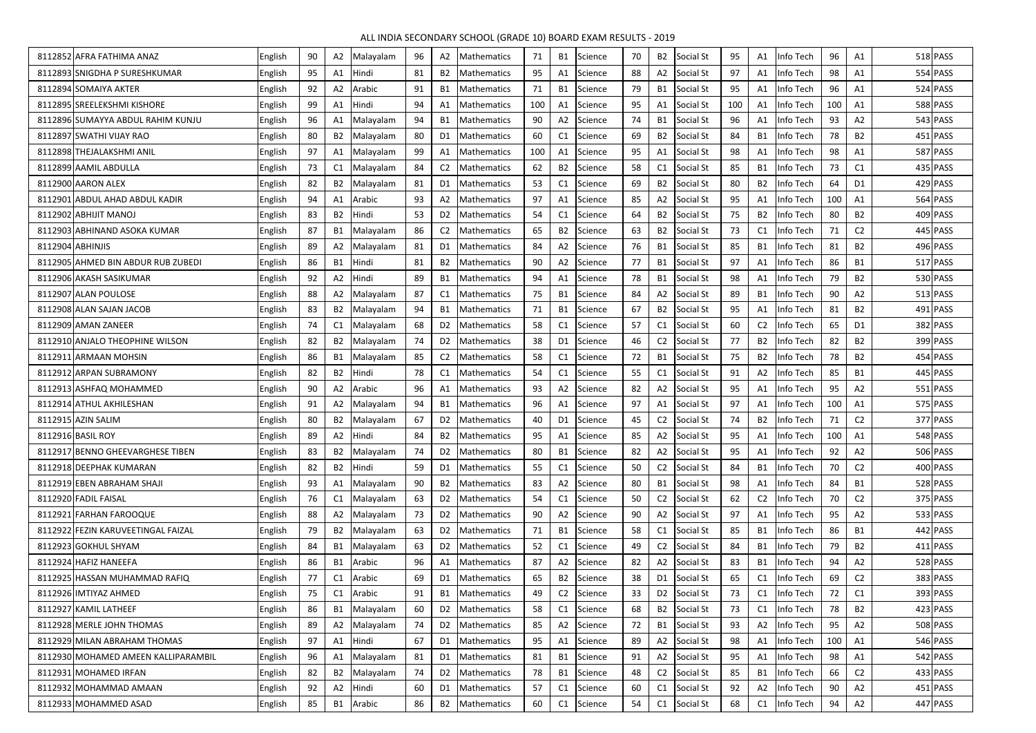ALL INDIA SECONDARY SCHOOL (GRADE 10) BOARD EXAM RESULTS - 2019

| Roll No | Name | Subject | Marks | Grade | Subject | Marks | Grade | Subject | Marks | Grade | Subject | Marks | Grade | Subject | Marks | Grade | Subject | Marks | Grade | Total | Result |
|---|---|---|---|---|---|---|---|---|---|---|---|---|---|---|---|---|---|---|---|---|---|
| 8112852 | AFRA FATHIMA ANAZ | English | 90 | A2 | Malayalam | 96 | A2 | Mathematics | 71 | B1 | Science | 70 | B2 | Social St | 95 | A1 | Info Tech | 96 | A1 | 518 | PASS |
| 8112893 | SNIGDHA P SURESHKUMAR | English | 95 | A1 | Hindi | 81 | B2 | Mathematics | 95 | A1 | Science | 88 | A2 | Social St | 97 | A1 | Info Tech | 98 | A1 | 554 | PASS |
| 8112894 | SOMAIYA AKTER | English | 92 | A2 | Arabic | 91 | B1 | Mathematics | 71 | B1 | Science | 79 | B1 | Social St | 95 | A1 | Info Tech | 96 | A1 | 524 | PASS |
| 8112895 | SREELEKSHMI KISHORE | English | 99 | A1 | Hindi | 94 | A1 | Mathematics | 100 | A1 | Science | 95 | A1 | Social St | 100 | A1 | Info Tech | 100 | A1 | 588 | PASS |
| 8112896 | SUMAYYA ABDUL RAHIM KUNJU | English | 96 | A1 | Malayalam | 94 | B1 | Mathematics | 90 | A2 | Science | 74 | B1 | Social St | 96 | A1 | Info Tech | 93 | A2 | 543 | PASS |
| 8112897 | SWATHI VIJAY RAO | English | 80 | B2 | Malayalam | 80 | D1 | Mathematics | 60 | C1 | Science | 69 | B2 | Social St | 84 | B1 | Info Tech | 78 | B2 | 451 | PASS |
| 8112898 | THEJALAKSHMI ANIL | English | 97 | A1 | Malayalam | 99 | A1 | Mathematics | 100 | A1 | Science | 95 | A1 | Social St | 98 | A1 | Info Tech | 98 | A1 | 587 | PASS |
| 8112899 | AAMIL ABDULLA | English | 73 | C1 | Malayalam | 84 | C2 | Mathematics | 62 | B2 | Science | 58 | C1 | Social St | 85 | B1 | Info Tech | 73 | C1 | 435 | PASS |
| 8112900 | AARON ALEX | English | 82 | B2 | Malayalam | 81 | D1 | Mathematics | 53 | C1 | Science | 69 | B2 | Social St | 80 | B2 | Info Tech | 64 | D1 | 429 | PASS |
| 8112901 | ABDUL AHAD ABDUL KADIR | English | 94 | A1 | Arabic | 93 | A2 | Mathematics | 97 | A1 | Science | 85 | A2 | Social St | 95 | A1 | Info Tech | 100 | A1 | 564 | PASS |
| 8112902 | ABHIJIT MANOJ | English | 83 | B2 | Hindi | 53 | D2 | Mathematics | 54 | C1 | Science | 64 | B2 | Social St | 75 | B2 | Info Tech | 80 | B2 | 409 | PASS |
| 8112903 | ABHINAND ASOKA KUMAR | English | 87 | B1 | Malayalam | 86 | C2 | Mathematics | 65 | B2 | Science | 63 | B2 | Social St | 73 | C1 | Info Tech | 71 | C2 | 445 | PASS |
| 8112904 | ABHINJIS | English | 89 | A2 | Malayalam | 81 | D1 | Mathematics | 84 | A2 | Science | 76 | B1 | Social St | 85 | B1 | Info Tech | 81 | B2 | 496 | PASS |
| 8112905 | AHMED BIN ABDUR RUB ZUBEDI | English | 86 | B1 | Hindi | 81 | B2 | Mathematics | 90 | A2 | Science | 77 | B1 | Social St | 97 | A1 | Info Tech | 86 | B1 | 517 | PASS |
| 8112906 | AKASH SASIKUMAR | English | 92 | A2 | Hindi | 89 | B1 | Mathematics | 94 | A1 | Science | 78 | B1 | Social St | 98 | A1 | Info Tech | 79 | B2 | 530 | PASS |
| 8112907 | ALAN POULOSE | English | 88 | A2 | Malayalam | 87 | C1 | Mathematics | 75 | B1 | Science | 84 | A2 | Social St | 89 | B1 | Info Tech | 90 | A2 | 513 | PASS |
| 8112908 | ALAN SAJAN JACOB | English | 83 | B2 | Malayalam | 94 | B1 | Mathematics | 71 | B1 | Science | 67 | B2 | Social St | 95 | A1 | Info Tech | 81 | B2 | 491 | PASS |
| 8112909 | AMAN ZANEER | English | 74 | C1 | Malayalam | 68 | D2 | Mathematics | 58 | C1 | Science | 57 | C1 | Social St | 60 | C2 | Info Tech | 65 | D1 | 382 | PASS |
| 8112910 | ANJALO THEOPHINE WILSON | English | 82 | B2 | Malayalam | 74 | D2 | Mathematics | 38 | D1 | Science | 46 | C2 | Social St | 77 | B2 | Info Tech | 82 | B2 | 399 | PASS |
| 8112911 | ARMAAN MOHSIN | English | 86 | B1 | Malayalam | 85 | C2 | Mathematics | 58 | C1 | Science | 72 | B1 | Social St | 75 | B2 | Info Tech | 78 | B2 | 454 | PASS |
| 8112912 | ARPAN SUBRAMONY | English | 82 | B2 | Hindi | 78 | C1 | Mathematics | 54 | C1 | Science | 55 | C1 | Social St | 91 | A2 | Info Tech | 85 | B1 | 445 | PASS |
| 8112913 | ASHFAQ MOHAMMED | English | 90 | A2 | Arabic | 96 | A1 | Mathematics | 93 | A2 | Science | 82 | A2 | Social St | 95 | A1 | Info Tech | 95 | A2 | 551 | PASS |
| 8112914 | ATHUL AKHILESHAN | English | 91 | A2 | Malayalam | 94 | B1 | Mathematics | 96 | A1 | Science | 97 | A1 | Social St | 97 | A1 | Info Tech | 100 | A1 | 575 | PASS |
| 8112915 | AZIN SALIM | English | 80 | B2 | Malayalam | 67 | D2 | Mathematics | 40 | D1 | Science | 45 | C2 | Social St | 74 | B2 | Info Tech | 71 | C2 | 377 | PASS |
| 8112916 | BASIL ROY | English | 89 | A2 | Hindi | 84 | B2 | Mathematics | 95 | A1 | Science | 85 | A2 | Social St | 95 | A1 | Info Tech | 100 | A1 | 548 | PASS |
| 8112917 | BENNO GHEEVARGHESE TIBEN | English | 83 | B2 | Malayalam | 74 | D2 | Mathematics | 80 | B1 | Science | 82 | A2 | Social St | 95 | A1 | Info Tech | 92 | A2 | 506 | PASS |
| 8112918 | DEEPHAK KUMARAN | English | 82 | B2 | Hindi | 59 | D1 | Mathematics | 55 | C1 | Science | 50 | C2 | Social St | 84 | B1 | Info Tech | 70 | C2 | 400 | PASS |
| 8112919 | EBEN ABRAHAM SHAJI | English | 93 | A1 | Malayalam | 90 | B2 | Mathematics | 83 | A2 | Science | 80 | B1 | Social St | 98 | A1 | Info Tech | 84 | B1 | 528 | PASS |
| 8112920 | FADIL FAISAL | English | 76 | C1 | Malayalam | 63 | D2 | Mathematics | 54 | C1 | Science | 50 | C2 | Social St | 62 | C2 | Info Tech | 70 | C2 | 375 | PASS |
| 8112921 | FARHAN FAROOQUE | English | 88 | A2 | Malayalam | 73 | D2 | Mathematics | 90 | A2 | Science | 90 | A2 | Social St | 97 | A1 | Info Tech | 95 | A2 | 533 | PASS |
| 8112922 | FEZIN KARUVEETINGAL FAIZAL | English | 79 | B2 | Malayalam | 63 | D2 | Mathematics | 71 | B1 | Science | 58 | C1 | Social St | 85 | B1 | Info Tech | 86 | B1 | 442 | PASS |
| 8112923 | GOKHUL SHYAM | English | 84 | B1 | Malayalam | 63 | D2 | Mathematics | 52 | C1 | Science | 49 | C2 | Social St | 84 | B1 | Info Tech | 79 | B2 | 411 | PASS |
| 8112924 | HAFIZ HANEEFA | English | 86 | B1 | Arabic | 96 | A1 | Mathematics | 87 | A2 | Science | 82 | A2 | Social St | 83 | B1 | Info Tech | 94 | A2 | 528 | PASS |
| 8112925 | HASSAN MUHAMMAD RAFIQ | English | 77 | C1 | Arabic | 69 | D1 | Mathematics | 65 | B2 | Science | 38 | D1 | Social St | 65 | C1 | Info Tech | 69 | C2 | 383 | PASS |
| 8112926 | IMTIYAZ AHMED | English | 75 | C1 | Arabic | 91 | B1 | Mathematics | 49 | C2 | Science | 33 | D2 | Social St | 73 | C1 | Info Tech | 72 | C1 | 393 | PASS |
| 8112927 | KAMIL LATHEEF | English | 86 | B1 | Malayalam | 60 | D2 | Mathematics | 58 | C1 | Science | 68 | B2 | Social St | 73 | C1 | Info Tech | 78 | B2 | 423 | PASS |
| 8112928 | MERLE JOHN THOMAS | English | 89 | A2 | Malayalam | 74 | D2 | Mathematics | 85 | A2 | Science | 72 | B1 | Social St | 93 | A2 | Info Tech | 95 | A2 | 508 | PASS |
| 8112929 | MILAN ABRAHAM THOMAS | English | 97 | A1 | Hindi | 67 | D1 | Mathematics | 95 | A1 | Science | 89 | A2 | Social St | 98 | A1 | Info Tech | 100 | A1 | 546 | PASS |
| 8112930 | MOHAMED AMEEN KALLIPARAMBIL | English | 96 | A1 | Malayalam | 81 | D1 | Mathematics | 81 | B1 | Science | 91 | A2 | Social St | 95 | A1 | Info Tech | 98 | A1 | 542 | PASS |
| 8112931 | MOHAMED IRFAN | English | 82 | B2 | Malayalam | 74 | D2 | Mathematics | 78 | B1 | Science | 48 | C2 | Social St | 85 | B1 | Info Tech | 66 | C2 | 433 | PASS |
| 8112932 | MOHAMMAD AMAAN | English | 92 | A2 | Hindi | 60 | D1 | Mathematics | 57 | C1 | Science | 60 | C1 | Social St | 92 | A2 | Info Tech | 90 | A2 | 451 | PASS |
| 8112933 | MOHAMMED ASAD | English | 85 | B1 | Arabic | 86 | B2 | Mathematics | 60 | C1 | Science | 54 | C1 | Social St | 68 | C1 | Info Tech | 94 | A2 | 447 | PASS |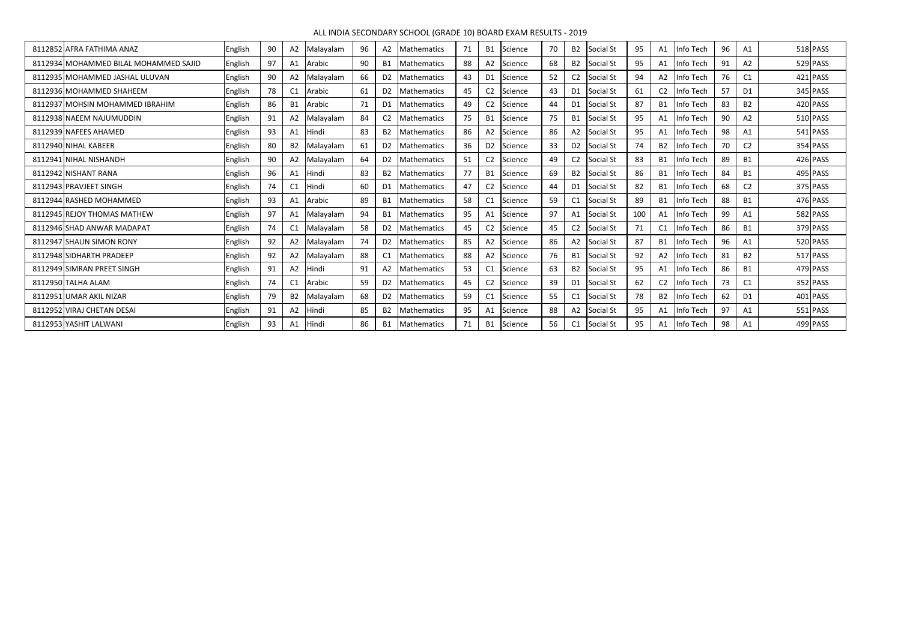ALL INDIA SECONDARY SCHOOL (GRADE 10) BOARD EXAM RESULTS - 2019

| | | | | | | | | | | | | | | | | | | | | | | | |
|---|---|---|---|---|---|---|---|---|---|---|---|---|---|---|---|---|---|---|---|---|---|---|---|
| 8112852 | AFRA FATHIMA ANAZ | English | 90 | A2 | Malayalam | 96 | A2 | Mathematics | 71 | B1 | Science | 70 | B2 | Social St | 95 | A1 | Info Tech | 96 | A1 | 518 | PASS |
| 8112934 | MOHAMMED BILAL MOHAMMED SAJID | English | 97 | A1 | Arabic | 90 | B1 | Mathematics | 88 | A2 | Science | 68 | B2 | Social St | 95 | A1 | Info Tech | 91 | A2 | 529 | PASS |
| 8112935 | MOHAMMED JASHAL ULUVAN | English | 90 | A2 | Malayalam | 66 | D2 | Mathematics | 43 | D1 | Science | 52 | C2 | Social St | 94 | A2 | Info Tech | 76 | C1 | 421 | PASS |
| 8112936 | MOHAMMED SHAHEEM | English | 78 | C1 | Arabic | 61 | D2 | Mathematics | 45 | C2 | Science | 43 | D1 | Social St | 61 | C2 | Info Tech | 57 | D1 | 345 | PASS |
| 8112937 | MOHSIN MOHAMMED IBRAHIM | English | 86 | B1 | Arabic | 71 | D1 | Mathematics | 49 | C2 | Science | 44 | D1 | Social St | 87 | B1 | Info Tech | 83 | B2 | 420 | PASS |
| 8112938 | NAEEM NAJUMUDDIN | English | 91 | A2 | Malayalam | 84 | C2 | Mathematics | 75 | B1 | Science | 75 | B1 | Social St | 95 | A1 | Info Tech | 90 | A2 | 510 | PASS |
| 8112939 | NAFEES AHAMED | English | 93 | A1 | Hindi | 83 | B2 | Mathematics | 86 | A2 | Science | 86 | A2 | Social St | 95 | A1 | Info Tech | 98 | A1 | 541 | PASS |
| 8112940 | NIHAL KABEER | English | 80 | B2 | Malayalam | 61 | D2 | Mathematics | 36 | D2 | Science | 33 | D2 | Social St | 74 | B2 | Info Tech | 70 | C2 | 354 | PASS |
| 8112941 | NIHAL NISHANDH | English | 90 | A2 | Malayalam | 64 | D2 | Mathematics | 51 | C2 | Science | 49 | C2 | Social St | 83 | B1 | Info Tech | 89 | B1 | 426 | PASS |
| 8112942 | NISHANT RANA | English | 96 | A1 | Hindi | 83 | B2 | Mathematics | 77 | B1 | Science | 69 | B2 | Social St | 86 | B1 | Info Tech | 84 | B1 | 495 | PASS |
| 8112943 | PRAVJEET SINGH | English | 74 | C1 | Hindi | 60 | D1 | Mathematics | 47 | C2 | Science | 44 | D1 | Social St | 82 | B1 | Info Tech | 68 | C2 | 375 | PASS |
| 8112944 | RASHED MOHAMMED | English | 93 | A1 | Arabic | 89 | B1 | Mathematics | 58 | C1 | Science | 59 | C1 | Social St | 89 | B1 | Info Tech | 88 | B1 | 476 | PASS |
| 8112945 | REJOY THOMAS MATHEW | English | 97 | A1 | Malayalam | 94 | B1 | Mathematics | 95 | A1 | Science | 97 | A1 | Social St | 100 | A1 | Info Tech | 99 | A1 | 582 | PASS |
| 8112946 | SHAD ANWAR MADAPAT | English | 74 | C1 | Malayalam | 58 | D2 | Mathematics | 45 | C2 | Science | 45 | C2 | Social St | 71 | C1 | Info Tech | 86 | B1 | 379 | PASS |
| 8112947 | SHAUN SIMON RONY | English | 92 | A2 | Malayalam | 74 | D2 | Mathematics | 85 | A2 | Science | 86 | A2 | Social St | 87 | B1 | Info Tech | 96 | A1 | 520 | PASS |
| 8112948 | SIDHARTH PRADEEP | English | 92 | A2 | Malayalam | 88 | C1 | Mathematics | 88 | A2 | Science | 76 | B1 | Social St | 92 | A2 | Info Tech | 81 | B2 | 517 | PASS |
| 8112949 | SIMRAN PREET SINGH | English | 91 | A2 | Hindi | 91 | A2 | Mathematics | 53 | C1 | Science | 63 | B2 | Social St | 95 | A1 | Info Tech | 86 | B1 | 479 | PASS |
| 8112950 | TALHA ALAM | English | 74 | C1 | Arabic | 59 | D2 | Mathematics | 45 | C2 | Science | 39 | D1 | Social St | 62 | C2 | Info Tech | 73 | C1 | 352 | PASS |
| 8112951 | UMAR AKIL NIZAR | English | 79 | B2 | Malayalam | 68 | D2 | Mathematics | 59 | C1 | Science | 55 | C1 | Social St | 78 | B2 | Info Tech | 62 | D1 | 401 | PASS |
| 8112952 | VIRAJ CHETAN DESAI | English | 91 | A2 | Hindi | 85 | B2 | Mathematics | 95 | A1 | Science | 88 | A2 | Social St | 95 | A1 | Info Tech | 97 | A1 | 551 | PASS |
| 8112953 | YASHIT LALWANI | English | 93 | A1 | Hindi | 86 | B1 | Mathematics | 71 | B1 | Science | 56 | C1 | Social St | 95 | A1 | Info Tech | 98 | A1 | 499 | PASS |